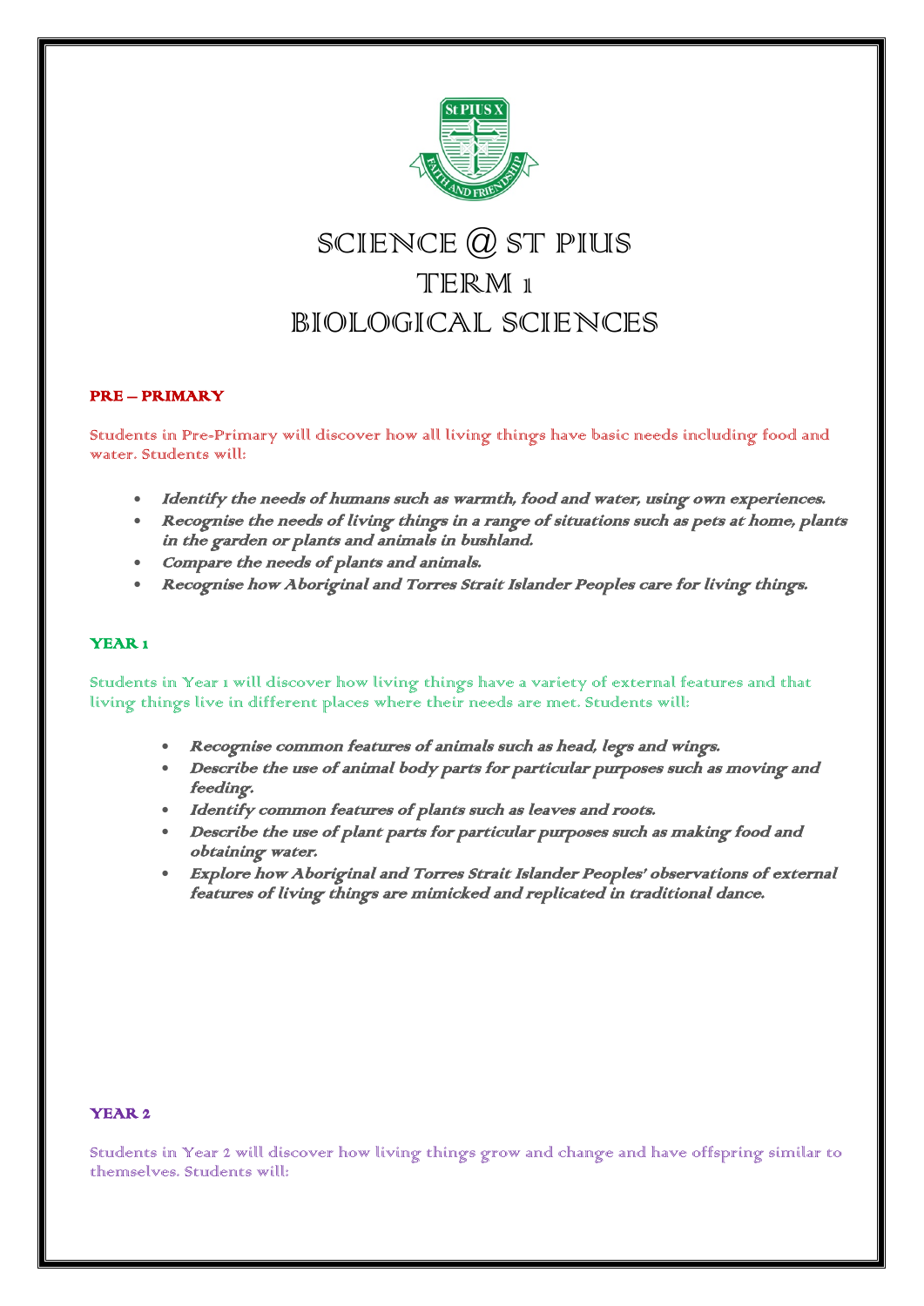# SCIENCE @ ST PIUS
# TERM 1
# BIOLOGICAL SCIENCES

## PRE – PRIMARY

Students in Pre-Primary will discover how all living things have basic needs including food and water. Students will:

- ***Identify the needs of humans such as warmth, food and water, using own experiences.***
- ***Recognise the needs of living things in a range of situations such as pets at home, plants in the garden or plants and animals in bushland.***
- ***Compare the needs of plants and animals.***
- ***Recognise how Aboriginal and Torres Strait Islander Peoples care for living things.***

## YEAR 1

Students in Year 1 will discover how living things have a variety of external features and that living things live in different places where their needs are met. Students will:

- ***Recognise common features of animals such as head, legs and wings.***
- ***Describe the use of animal body parts for particular purposes such as moving and feeding.***
- ***Identify common features of plants such as leaves and roots.***
- ***Describe the use of plant parts for particular purposes such as making food and obtaining water.***
- ***Explore how Aboriginal and Torres Strait Islander Peoples' observations of external features of living things are mimicked and replicated in traditional dance.***

## YEAR 2

Students in Year 2 will discover how living things grow and change and have offspring similar to themselves. Students will: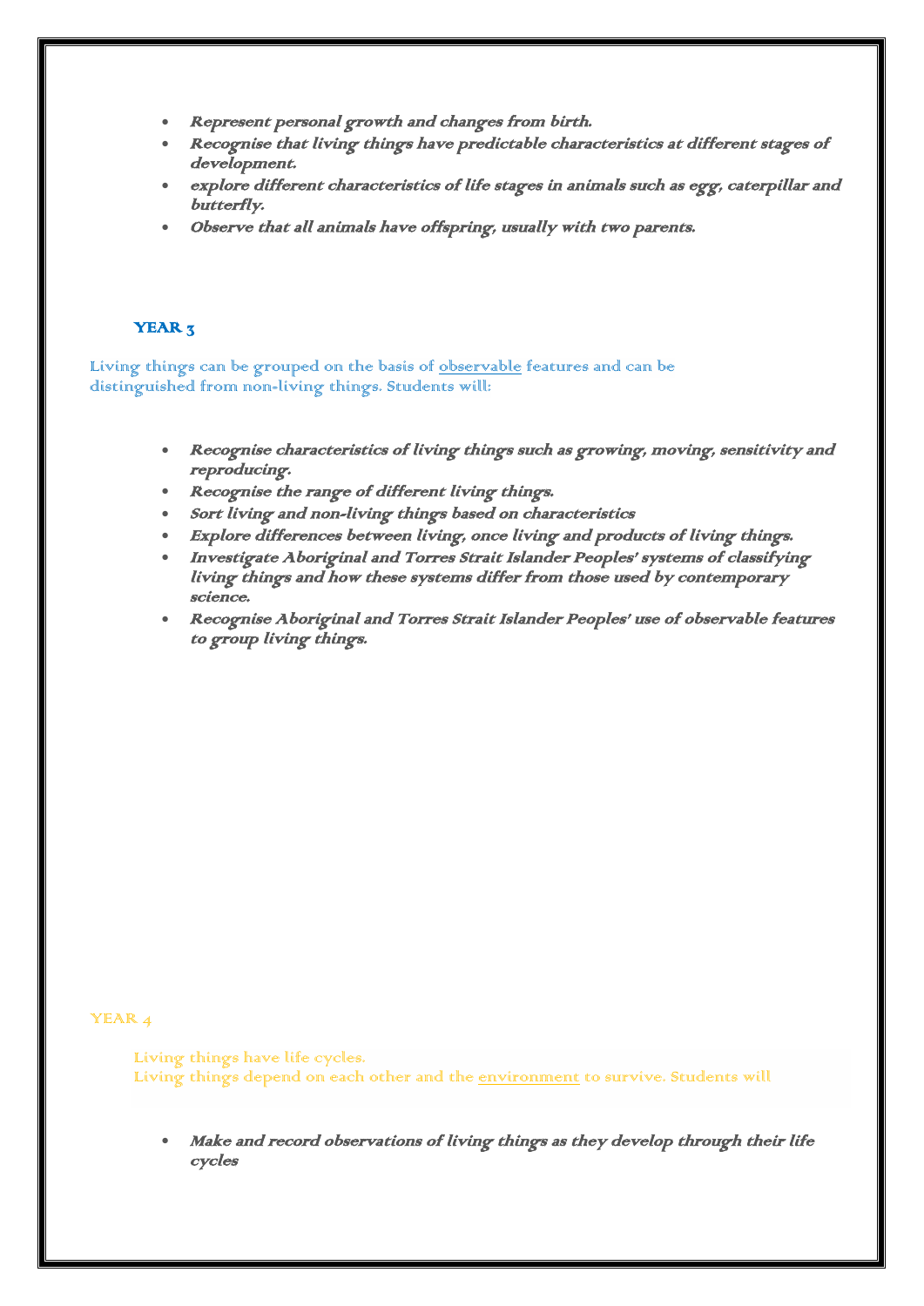- ***Represent personal growth and changes from birth.***
- ***Recognise that living things have predictable characteristics at different stages of development.***
- ***explore different characteristics of life stages in animals such as egg, caterpillar and butterfly.***
- ***Observe that all animals have offspring, usually with two parents.***

## YEAR 3

Living things can be grouped on the basis of observable features and can be distinguished from non-living things. Students will:

- ***Recognise characteristics of living things such as growing, moving, sensitivity and reproducing.***
- ***Recognise the range of different living things.***
- ***Sort living and non-living things based on characteristics***
- ***Explore differences between living, once living and products of living things.***
- ***Investigate Aboriginal and Torres Strait Islander Peoples' systems of classifying living things and how these systems differ from those used by contemporary science.***
- ***Recognise Aboriginal and Torres Strait Islander Peoples' use of observable features to group living things.***

## YEAR 4

Living things have life cycles.
Living things depend on each other and the environment to survive. Students will

- ***Make and record observations of living things as they develop through their life cycles***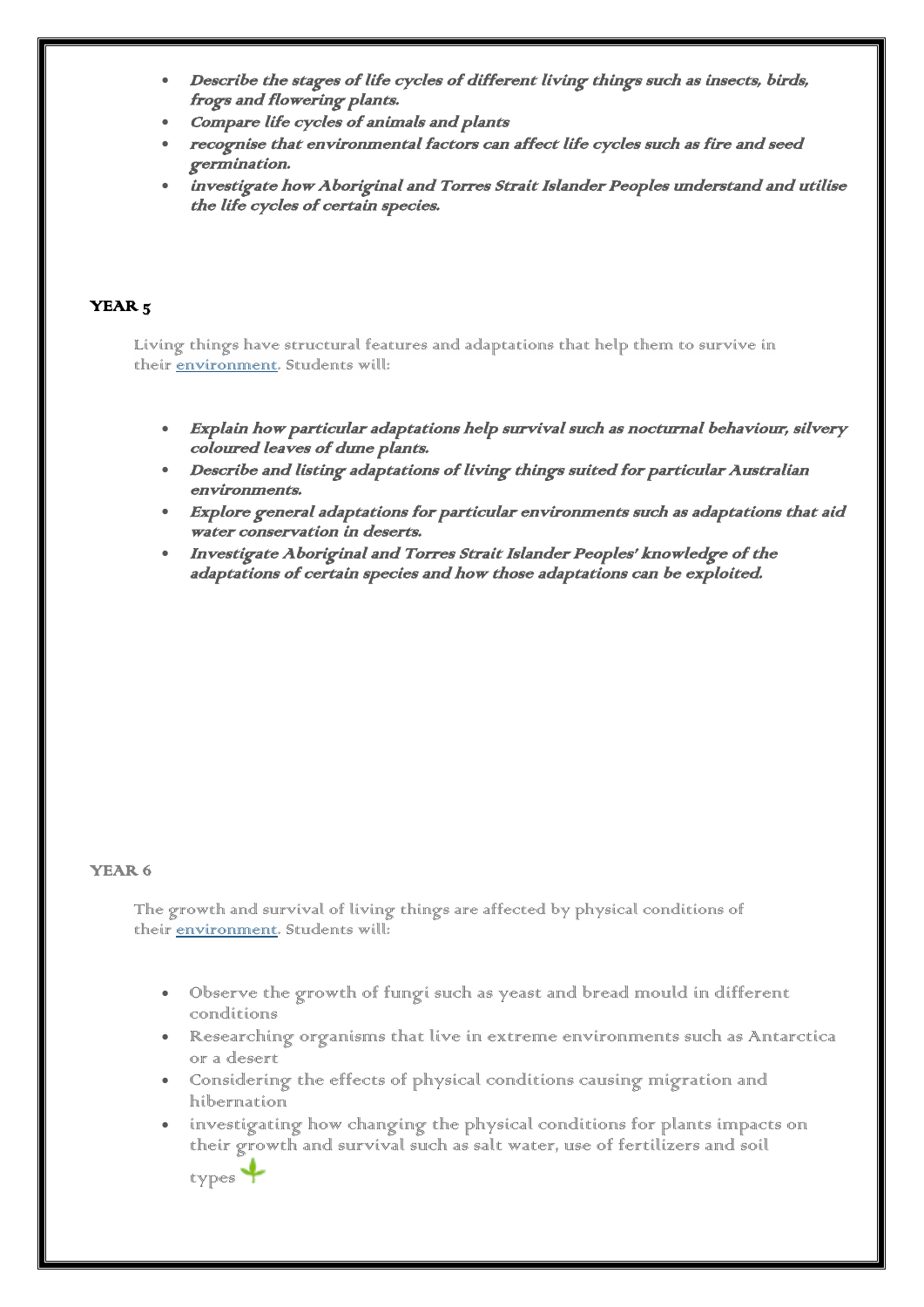- ***Describe the stages of life cycles of different living things such as insects, birds, frogs and flowering plants.***
- ***Compare life cycles of animals and plants***
- ***recognise that environmental factors can affect life cycles such as fire and seed germination.***
- ***investigate how Aboriginal and Torres Strait Islander Peoples understand and utilise the life cycles of certain species.***

## YEAR 5

Living things have structural features and adaptations that help them to survive in their environment. Students will:

- ***Explain how particular adaptations help survival such as nocturnal behaviour, silvery coloured leaves of dune plants.***
- ***Describe and listing adaptations of living things suited for particular Australian environments.***
- ***Explore general adaptations for particular environments such as adaptations that aid water conservation in deserts.***
- ***Investigate Aboriginal and Torres Strait Islander Peoples' knowledge of the adaptations of certain species and how those adaptations can be exploited.***

## YEAR 6

The growth and survival of living things are affected by physical conditions of their environment. Students will:

- Observe the growth of fungi such as yeast and bread mould in different conditions
- Researching organisms that live in extreme environments such as Antarctica or a desert
- Considering the effects of physical conditions causing migration and hibernation
- investigating how changing the physical conditions for plants impacts on their growth and survival such as salt water, use of fertilizers and soil types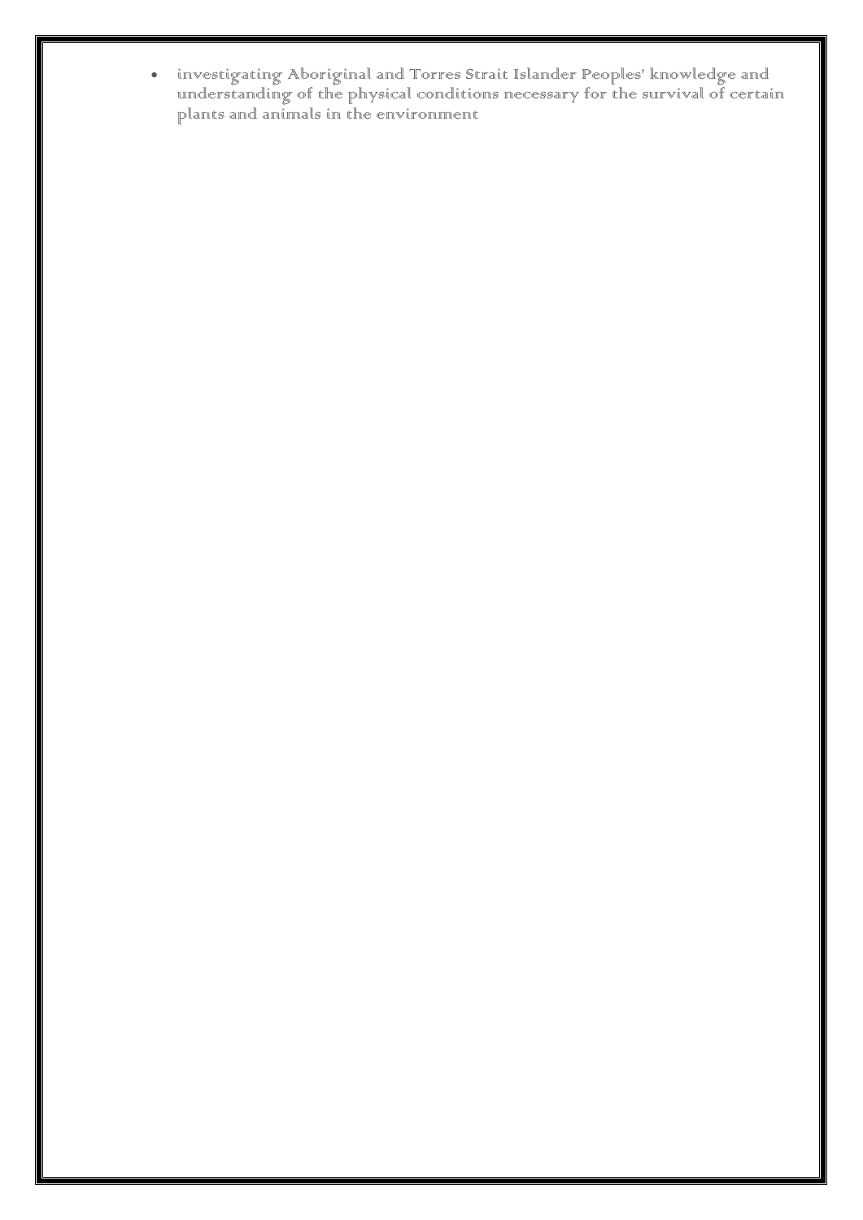- investigating Aboriginal and Torres Strait Islander Peoples' knowledge and understanding of the physical conditions necessary for the survival of certain plants and animals in the environment